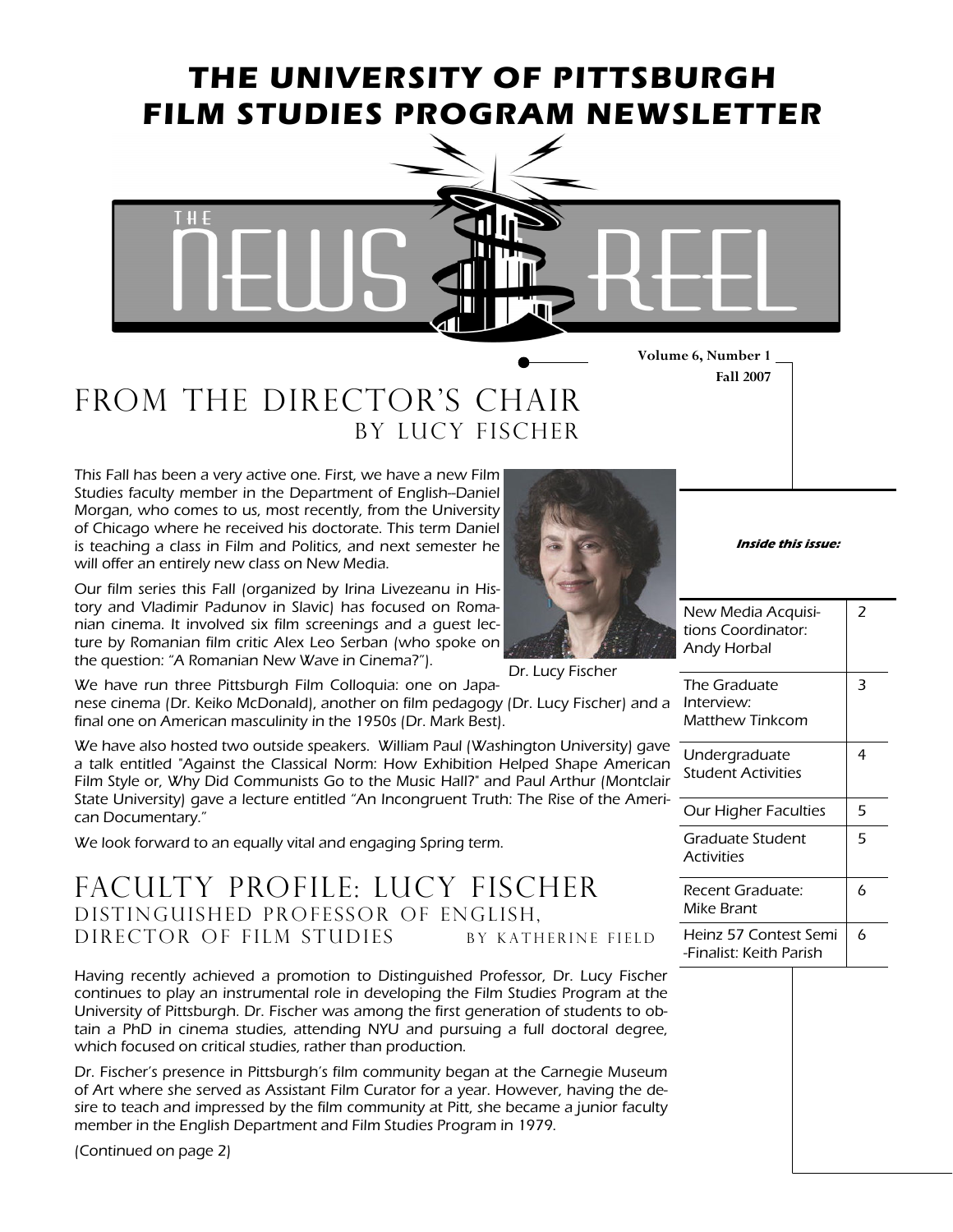# THE UNIVERSITY OF PITTSBURGH FILM STUDIES PROGRAM NEWSLETTER

# THE NEWS REEL

**Volume 6, Number 1**
**Fall 2007**

## FROM THE DIRECTOR'S CHAIR
### BY LUCY FISCHER

*This Fall has been a very active one. First, we have a new Film Studies faculty member in the Department of English--Daniel Morgan, who comes to us, most recently, from the University of Chicago where he received his doctorate. This term Daniel is teaching a class in Film and Politics, and next semester he will offer an entirely new class on New Media.*

*Our film series this Fall (organized by Irina Livezeanu in History and Vladimir Padunov in Slavic) has focused on Romanian cinema. It involved six film screenings and a guest lecture by Romanian film critic Alex Leo Serban (who spoke on the question: "A Romanian New Wave in Cinema?").*

Dr. Lucy Fischer

*We have run three Pittsburgh Film Colloquia: one on Japanese cinema (Dr. Keiko McDonald), another on film pedagogy (Dr. Lucy Fischer) and a final one on American masculinity in the 1950s (Dr. Mark Best).*

*We have also hosted two outside speakers. William Paul (Washington University) gave a talk entitled "Against the Classical Norm: How Exhibition Helped Shape American Film Style or, Why Did Communists Go to the Music Hall?" and Paul Arthur (Montclair State University) gave a lecture entitled "An Incongruent Truth: The Rise of the American Documentary."*

*We look forward to an equally vital and engaging Spring term.*

**Inside this issue:**

| | |
|---|---|
| New Media Acquisitions Coordinator: Andy Horbal | 2 |
| The Graduate Interview: Matthew Tinkcom | 3 |
| Undergraduate Student Activities | 4 |
| Our Higher Faculties | 5 |
| Graduate Student Activities | 5 |
| Recent Graduate: Mike Brant | 6 |
| Heinz 57 Contest Semi-Finalist: Keith Parish | 6 |

## FACULTY PROFILE: LUCY FISCHER
### DISTINGUISHED PROFESSOR OF ENGLISH, DIRECTOR OF FILM STUDIES
#### BY KATHERINE FIELD

*Having recently achieved a promotion to Distinguished Professor, Dr. Lucy Fischer continues to play an instrumental role in developing the Film Studies Program at the University of Pittsburgh. Dr. Fischer was among the first generation of students to obtain a PhD in cinema studies, attending NYU and pursuing a full doctoral degree, which focused on critical studies, rather than production.*

*Dr. Fischer's presence in Pittsburgh's film community began at the Carnegie Museum of Art where she served as Assistant Film Curator for a year. However, having the desire to teach and impressed by the film community at Pitt, she became a junior faculty member in the English Department and Film Studies Program in 1979.*

*(Continued on page 2)*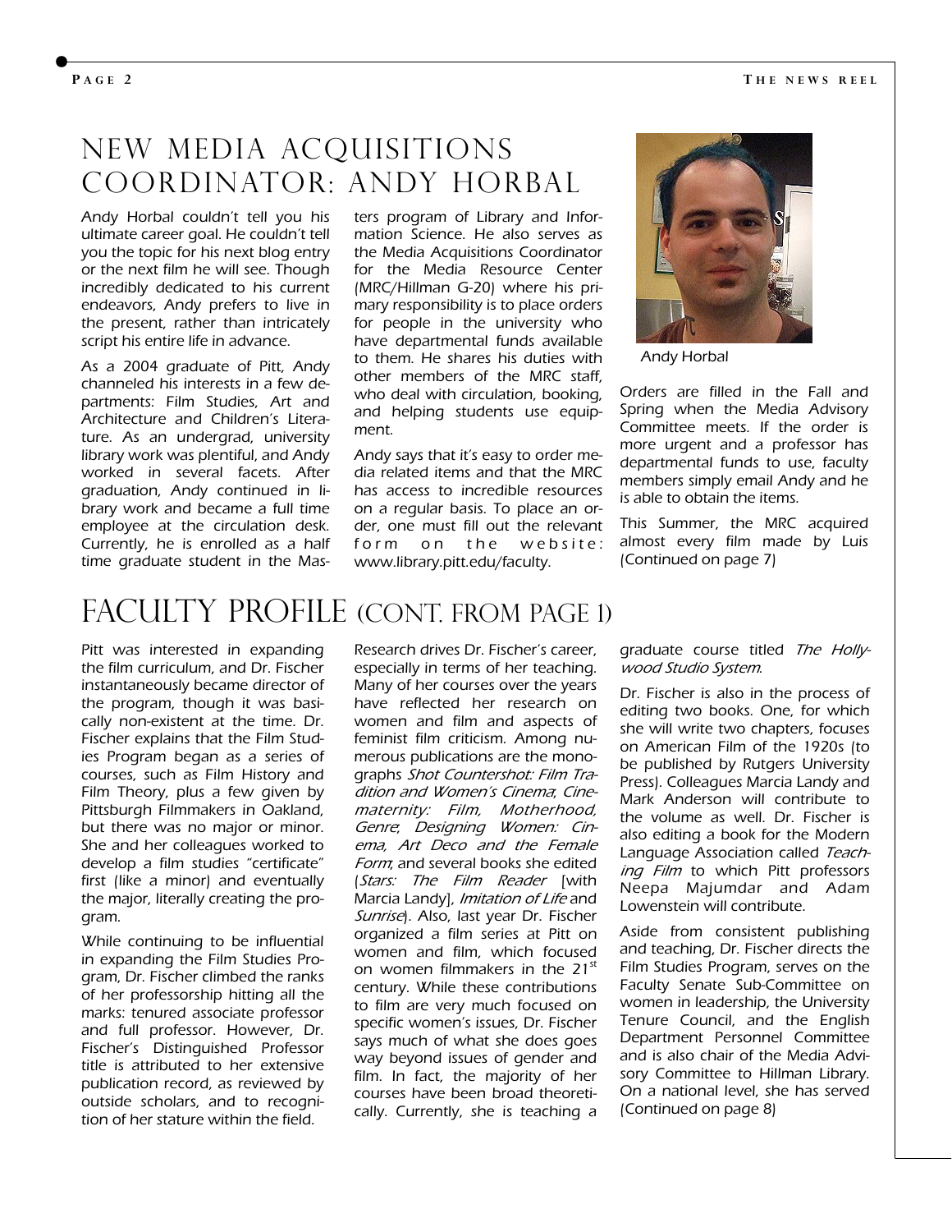## New Media Acquisitions Coordinator: Andy Horbal

Andy Horbal couldn't tell you his ultimate career goal. He couldn't tell you the topic for his next blog entry or the next film he will see. Though incredibly dedicated to his current endeavors, Andy prefers to live in the present, rather than intricately script his entire life in advance.

As a 2004 graduate of Pitt, Andy channeled his interests in a few departments: Film Studies, Art and Architecture and Children's Literature. As an undergrad, university library work was plentiful, and Andy worked in several facets. After graduation, Andy continued in library work and became a full time employee at the circulation desk. Currently, he is enrolled as a half time graduate student in the Masters program of Library and Information Science. He also serves as the Media Acquisitions Coordinator for the Media Resource Center (MRC/Hillman G-20) where his primary responsibility is to place orders for people in the university who have departmental funds available to them. He shares his duties with other members of the MRC staff, who deal with circulation, booking, and helping students use equipment.

Andy says that it's easy to order media related items and that the MRC has access to incredible resources on a regular basis. To place an order, one must fill out the relevant form on the website: www.library.pitt.edu/faculty.

Andy Horbal

Orders are filled in the Fall and Spring when the Media Advisory Committee meets. If the order is more urgent and a professor has departmental funds to use, faculty members simply email Andy and he is able to obtain the items.

This Summer, the MRC acquired almost every film made by Luis (Continued on page 7)

## Faculty Profile (cont. from page 1)

Pitt was interested in expanding the film curriculum, and Dr. Fischer instantaneously became director of the program, though it was basically non-existent at the time. Dr. Fischer explains that the Film Studies Program began as a series of courses, such as Film History and Film Theory, plus a few given by Pittsburgh Filmmakers in Oakland, but there was no major or minor. She and her colleagues worked to develop a film studies "certificate" first (like a minor) and eventually the major, literally creating the program.

While continuing to be influential in expanding the Film Studies Program, Dr. Fischer climbed the ranks of her professorship hitting all the marks: tenured associate professor and full professor. However, Dr. Fischer's Distinguished Professor title is attributed to her extensive publication record, as reviewed by outside scholars, and to recognition of her stature within the field.

Research drives Dr. Fischer's career, especially in terms of her teaching. Many of her courses over the years have reflected her research on women and film and aspects of feminist film criticism. Among numerous publications are the monographs *Shot Countershot: Film Tradition and Women's Cinema*, *Cinematernity: Film, Motherhood, Genre*, *Designing Women: Cinema, Art Deco and the Female Form*, and several books she edited [*Stars: The Film Reader* [with Marcia Landy], *Imitation of Life* and *Sunrise*). Also, last year Dr. Fischer organized a film series at Pitt on women and film, which focused on women filmmakers in the 21st century. While these contributions to film are very much focused on specific women's issues, Dr. Fischer says much of what she does goes way beyond issues of gender and film. In fact, the majority of her courses have been broad theoretically. Currently, she is teaching a graduate course titled *The Hollywood Studio System*.

Dr. Fischer is also in the process of editing two books. One, for which she will write two chapters, focuses on American Film of the 1920s (to be published by Rutgers University Press). Colleagues Marcia Landy and Mark Anderson will contribute to the volume as well. Dr. Fischer is also editing a book for the Modern Language Association called *Teaching Film* to which Pitt professors Neepa Majumdar and Adam Lowenstein will contribute.

Aside from consistent publishing and teaching, Dr. Fischer directs the Film Studies Program, serves on the Faculty Senate Sub-Committee on women in leadership, the University Tenure Council, and the English Department Personnel Committee and is also chair of the Media Advisory Committee to Hillman Library. On a national level, she has served (Continued on page 8)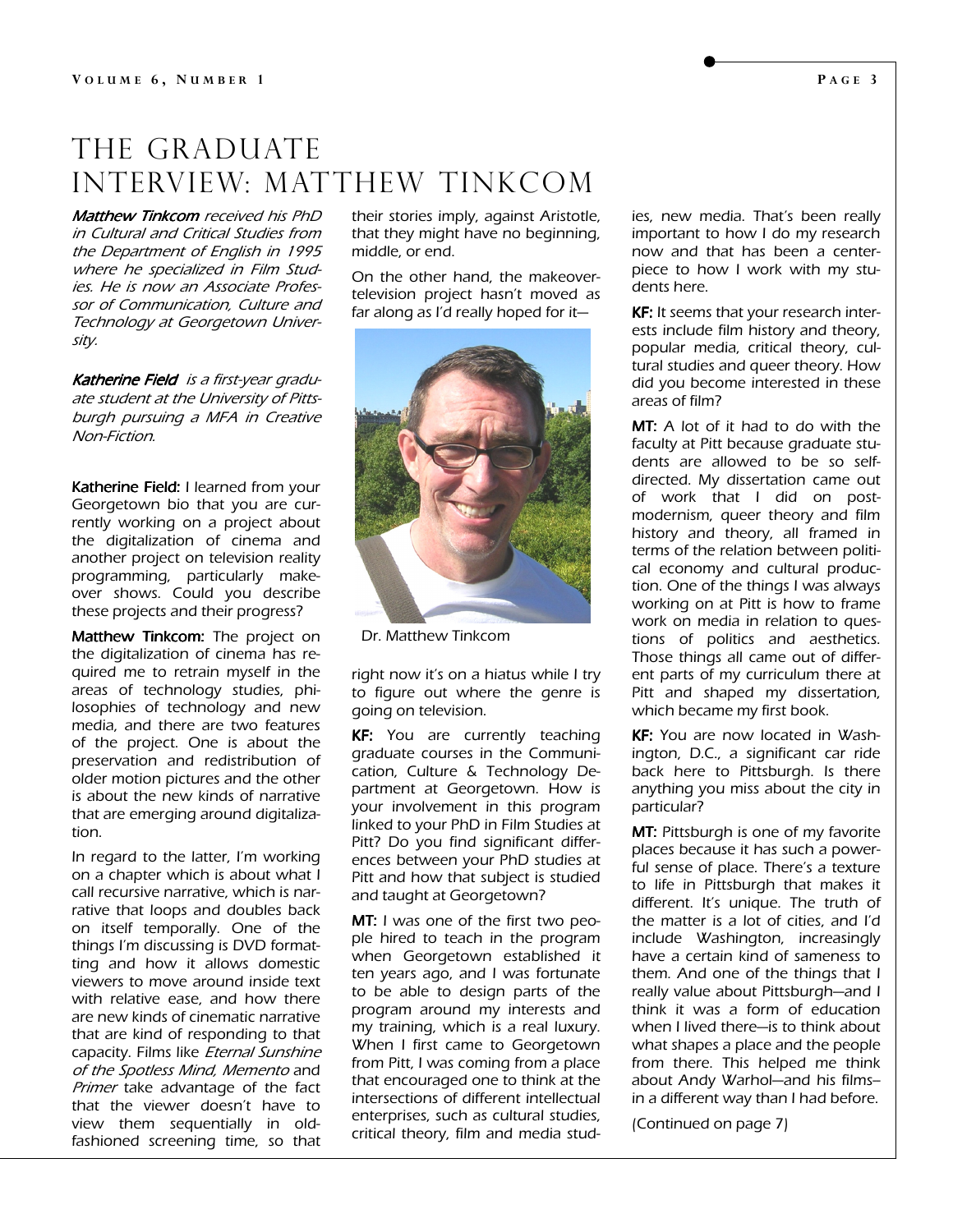# The Graduate Interview: Matthew Tinkcom

***Matthew Tinkcom*** *received his PhD in Cultural and Critical Studies from the Department of English in 1995 where he specialized in Film Studies. He is now an Associate Professor of Communication, Culture and Technology at Georgetown University.*

***Katherine Field*** *is a first-year graduate student at the University of Pittsburgh pursuing a MFA in Creative Non-Fiction.*

**Katherine Field:** I learned from your Georgetown bio that you are currently working on a project about the digitalization of cinema and another project on television reality programming, particularly makeover shows. Could you describe these projects and their progress?

**Matthew Tinkcom:** The project on the digitalization of cinema has required me to retrain myself in the areas of technology studies, philosophies of technology and new media, and there are two features of the project. One is about the preservation and redistribution of older motion pictures and the other is about the new kinds of narrative that are emerging around digitalization.

In regard to the latter, I'm working on a chapter which is about what I call recursive narrative, which is narrative that loops and doubles back on itself temporally. One of the things I'm discussing is DVD formatting and how it allows domestic viewers to move around inside text with relative ease, and how there are new kinds of cinematic narrative that are kind of responding to that capacity. Films like *Eternal Sunshine of the Spotless Mind, Memento* and *Primer* take advantage of the fact that the viewer doesn't have to view them sequentially in old-fashioned screening time, so that their stories imply, against Aristotle, that they might have no beginning, middle, or end.

On the other hand, the makeover-television project hasn't moved as far along as I'd really hoped for it—right now it's on a hiatus while I try to figure out where the genre is going on television.

Dr. Matthew Tinkcom

**KF:** You are currently teaching graduate courses in the Communication, Culture & Technology Department at Georgetown. How is your involvement in this program linked to your PhD in Film Studies at Pitt? Do you find significant differences between your PhD studies at Pitt and how that subject is studied and taught at Georgetown?

**MT:** I was one of the first two people hired to teach in the program when Georgetown established it ten years ago, and I was fortunate to be able to design parts of the program around my interests and my training, which is a real luxury. When I first came to Georgetown from Pitt, I was coming from a place that encouraged one to think at the intersections of different intellectual enterprises, such as cultural studies, critical theory, film and media studies, new media. That's been really important to how I do my research now and that has been a centerpiece to how I work with my students here.

**KF:** It seems that your research interests include film history and theory, popular media, critical theory, cultural studies and queer theory. How did you become interested in these areas of film?

**MT:** A lot of it had to do with the faculty at Pitt because graduate students are allowed to be so self-directed. My dissertation came out of work that I did on postmodernism, queer theory and film history and theory, all framed in terms of the relation between political economy and cultural production. One of the things I was always working on at Pitt is how to frame work on media in relation to questions of politics and aesthetics. Those things all came out of different parts of my curriculum there at Pitt and shaped my dissertation, which became my first book.

**KF:** You are now located in Washington, D.C., a significant car ride back here to Pittsburgh. Is there anything you miss about the city in particular?

**MT:** Pittsburgh is one of my favorite places because it has such a powerful sense of place. There's a texture to life in Pittsburgh that makes it different. It's unique. The truth of the matter is a lot of cities, and I'd include Washington, increasingly have a certain kind of sameness to them. And one of the things that I really value about Pittsburgh—and I think it was a form of education when I lived there—is to think about what shapes a place and the people from there. This helped me think about Andy Warhol—and his films—in a different way than I had before.

(Continued on page 7)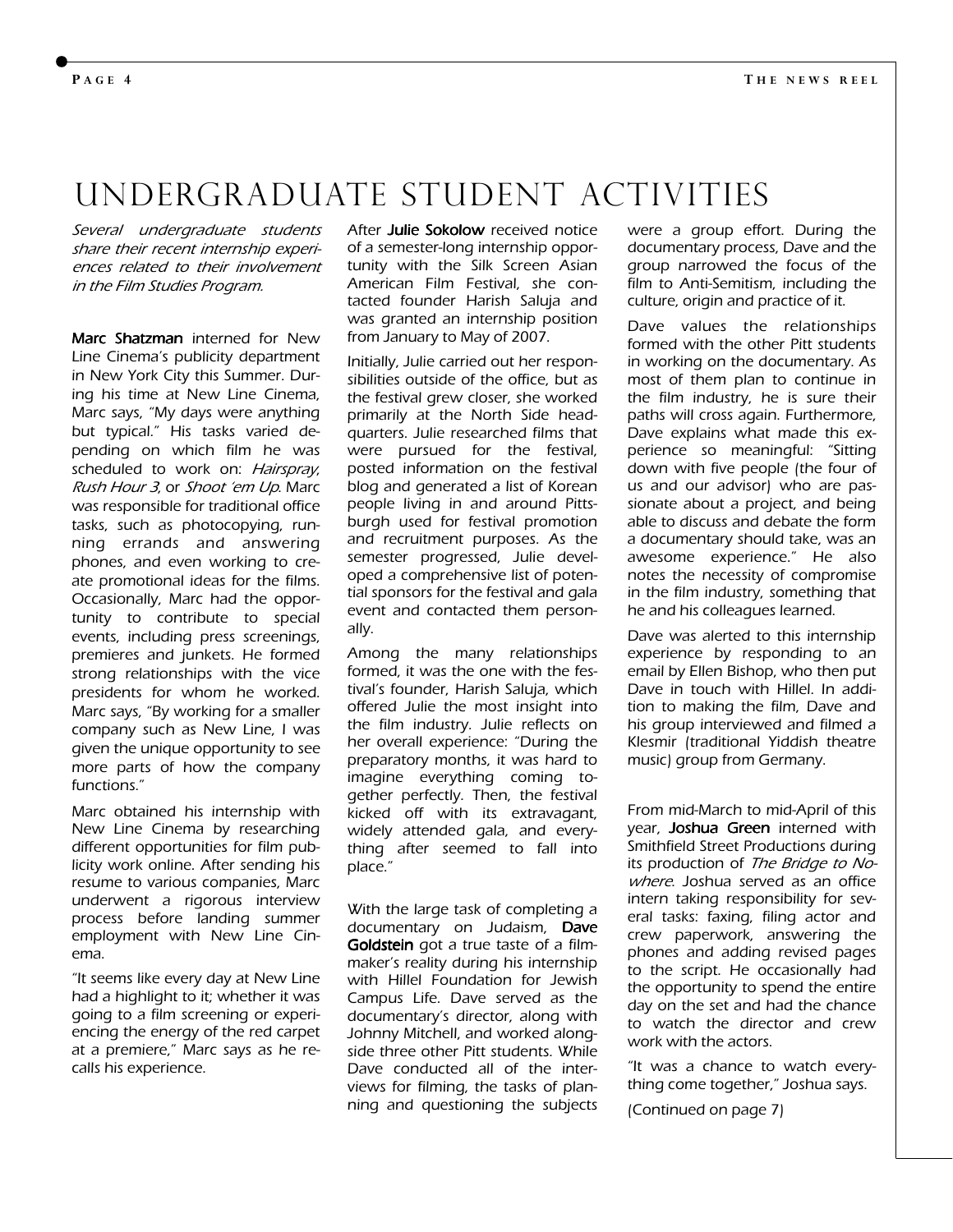# UNDERGRADUATE STUDENT ACTIVITIES

*Several undergraduate students share their recent internship experiences related to their involvement in the Film Studies Program.*

**Marc Shatzman** interned for New Line Cinema's publicity department in New York City this Summer. During his time at New Line Cinema, Marc says, "My days were anything but typical." His tasks varied depending on which film he was scheduled to work on: *Hairspray*, *Rush Hour 3*, or *Shoot 'em Up*. Marc was responsible for traditional office tasks, such as photocopying, running errands and answering phones, and even working to create promotional ideas for the films. Occasionally, Marc had the opportunity to contribute to special events, including press screenings, premieres and junkets. He formed strong relationships with the vice presidents for whom he worked. Marc says, "By working for a smaller company such as New Line, I was given the unique opportunity to see more parts of how the company functions."

Marc obtained his internship with New Line Cinema by researching different opportunities for film publicity work online. After sending his resume to various companies, Marc underwent a rigorous interview process before landing summer employment with New Line Cinema.

"It seems like every day at New Line had a highlight to it; whether it was going to a film screening or experiencing the energy of the red carpet at a premiere," Marc says as he recalls his experience.

After **Julie Sokolow** received notice of a semester-long internship opportunity with the Silk Screen Asian American Film Festival, she contacted founder Harish Saluja and was granted an internship position from January to May of 2007.

Initially, Julie carried out her responsibilities outside of the office, but as the festival grew closer, she worked primarily at the North Side headquarters. Julie researched films that were pursued for the festival, posted information on the festival blog and generated a list of Korean people living in and around Pittsburgh used for festival promotion and recruitment purposes. As the semester progressed, Julie developed a comprehensive list of potential sponsors for the festival and gala event and contacted them personally.

Among the many relationships formed, it was the one with the festival's founder, Harish Saluja, which offered Julie the most insight into the film industry. Julie reflects on her overall experience: "During the preparatory months, it was hard to imagine everything coming together perfectly. Then, the festival kicked off with its extravagant, widely attended gala, and everything after seemed to fall into place."

With the large task of completing a documentary on Judaism, **Dave Goldstein** got a true taste of a filmmaker's reality during his internship with Hillel Foundation for Jewish Campus Life. Dave served as the documentary's director, along with Johnny Mitchell, and worked alongside three other Pitt students. While Dave conducted all of the interviews for filming, the tasks of planning and questioning the subjects were a group effort. During the documentary process, Dave and the group narrowed the focus of the film to Anti-Semitism, including the culture, origin and practice of it.

Dave values the relationships formed with the other Pitt students in working on the documentary. As most of them plan to continue in the film industry, he is sure their paths will cross again. Furthermore, Dave explains what made this experience so meaningful: "Sitting down with five people (the four of us and our advisor) who are passionate about a project, and being able to discuss and debate the form a documentary should take, was an awesome experience." He also notes the necessity of compromise in the film industry, something that he and his colleagues learned.

Dave was alerted to this internship experience by responding to an email by Ellen Bishop, who then put Dave in touch with Hillel. In addition to making the film, Dave and his group interviewed and filmed a Klesmir (traditional Yiddish theatre music) group from Germany.

From mid-March to mid-April of this year, **Joshua Green** interned with Smithfield Street Productions during its production of *The Bridge to Nowhere*. Joshua served as an office intern taking responsibility for several tasks: faxing, filing actor and crew paperwork, answering the phones and adding revised pages to the script. He occasionally had the opportunity to spend the entire day on the set and had the chance to watch the director and crew work with the actors.

"It was a chance to watch everything come together," Joshua says.

(Continued on page 7)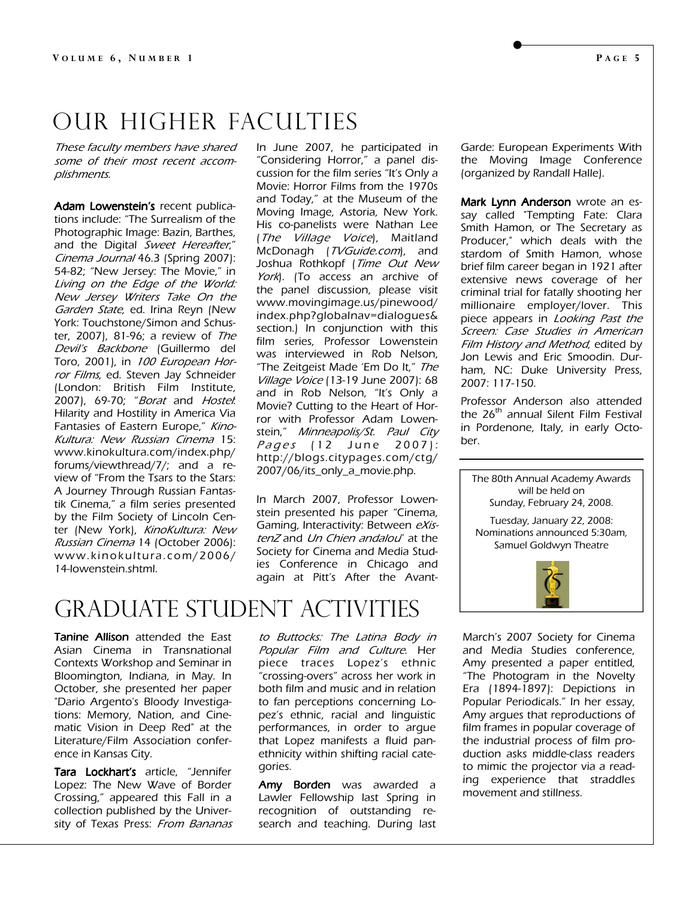# OUR HIGHER FACULTIES

*These faculty members have shared some of their most recent accomplishments.*

**Adam Lowenstein's** recent publications include: "The Surrealism of the Photographic Image: Bazin, Barthes, and the Digital *Sweet Hereafter*," *Cinema Journal* 46.3 (Spring 2007): 54-82; "New Jersey: The Movie," in *Living on the Edge of the World: New Jersey Writers Take On the Garden State*, ed. Irina Reyn (New York: Touchstone/Simon and Schuster, 2007), 81-96; a review of *The Devil's Backbone* (Guillermo del Toro, 2001), in *100 European Horror Films*, ed. Steven Jay Schneider (London: British Film Institute, 2007), 69-70; "*Borat* and *Hostel*: Hilarity and Hostility in America Via Fantasies of Eastern Europe," *KinoKultura: New Russian Cinema* 15: www.kinokultura.com/index.php/forums/viewthread/7/; and a review of "From the Tsars to the Stars: A Journey Through Russian Fantastik Cinema," a film series presented by the Film Society of Lincoln Center (New York), *KinoKultura: New Russian Cinema* 14 (October 2006): www.kinokultura.com/2006/14-lowenstein.shtml.

In June 2007, he participated in "Considering Horror," a panel discussion for the film series "It's Only a Movie: Horror Films from the 1970s and Today," at the Museum of the Moving Image, Astoria, New York. His co-panelists were Nathan Lee (*The Village Voice*), Maitland McDonagh (*TVGuide.com*), and Joshua Rothkopf (*Time Out New York*). (To access an archive of the panel discussion, please visit www.movingimage.us/pinewood/index.php?globalnav=dialogues&section.) In conjunction with this film series, Professor Lowenstein was interviewed in Rob Nelson, "The Zeitgeist Made 'Em Do It," *The Village Voice* (13-19 June 2007): 68 and in Rob Nelson, "It's Only a Movie? Cutting to the Heart of Horror with Professor Adam Lowenstein," *Minneapolis/St. Paul City Pages* (12 June 2007): http://blogs.citypages.com/ctg/2007/06/its_only_a_movie.php.

In March 2007, Professor Lowenstein presented his paper "Cinema, Gaming, Interactivity: Between *eXistenZ* and *Un Chien andalou*" at the Society for Cinema and Media Studies Conference in Chicago and again at Pitt's After the Avant-Garde: European Experiments With the Moving Image Conference (organized by Randall Halle).

**Mark Lynn Anderson** wrote an essay called "Tempting Fate: Clara Smith Hamon, or The Secretary as Producer," which deals with the stardom of Smith Hamon, whose brief film career began in 1921 after extensive news coverage of her criminal trial for fatally shooting her millionaire employer/lover. This piece appears in *Looking Past the Screen: Case Studies in American Film History and Method*, edited by Jon Lewis and Eric Smoodin. Durham, NC: Duke University Press, 2007: 117-150.

Professor Anderson also attended the 26th annual Silent Film Festival in Pordenone, Italy, in early October.

The 80th Annual Academy Awards will be held on Sunday, February 24, 2008.

Tuesday, January 22, 2008: Nominations announced 5:30am, Samuel Goldwyn Theatre

# GRADUATE STUDENT ACTIVITIES

**Tanine Allison** attended the East Asian Cinema in Transnational Contexts Workshop and Seminar in Bloomington, Indiana, in May. In October, she presented her paper "Dario Argento's Bloody Investigations: Memory, Nation, and Cinematic Vision in Deep Red" at the Literature/Film Association conference in Kansas City.

**Tara Lockhart's** article, "Jennifer Lopez: The New Wave of Border Crossing," appeared this Fall in a collection published by the University of Texas Press: *From Bananas to Buttocks: The Latina Body in Popular Film and Culture*. Her piece traces Lopez's ethnic "crossing-overs" across her work in both film and music and in relation to fan perceptions concerning Lopez's ethnic, racial and linguistic performances, in order to argue that Lopez manifests a fluid pan-ethnicity within shifting racial categories.

**Amy Borden** was awarded a Lawler Fellowship last Spring in recognition of outstanding research and teaching. During last March's 2007 Society for Cinema and Media Studies conference, Amy presented a paper entitled, "The Photogram in the Novelty Era (1894-1897): Depictions in Popular Periodicals." In her essay, Amy argues that reproductions of film frames in popular coverage of the industrial process of film production asks middle-class readers to mimic the projector via a reading experience that straddles movement and stillness.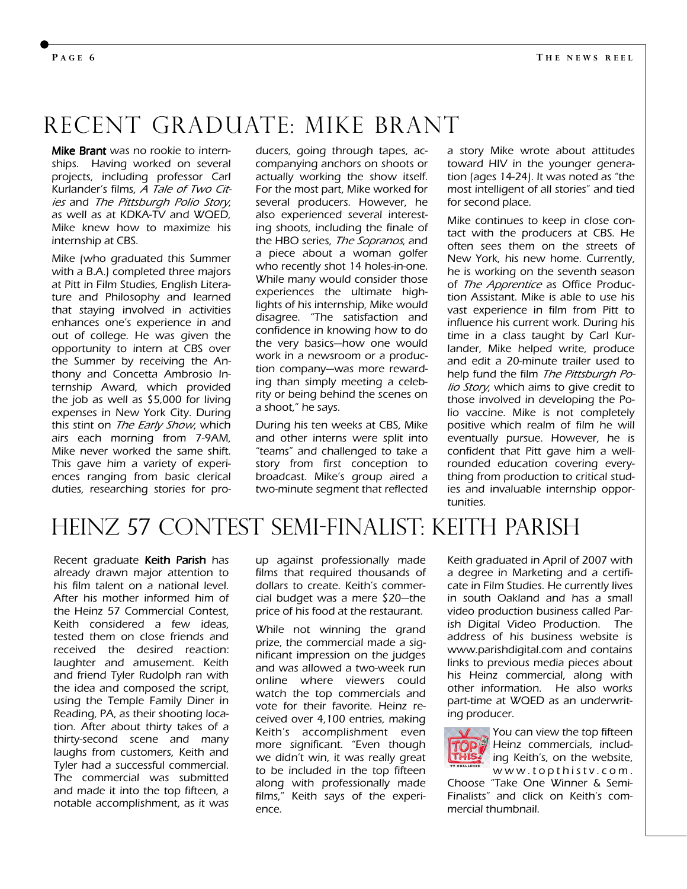# RECENT GRADUATE: MIKE BRANT

**Mike Brant** was no rookie to internships. Having worked on several projects, including professor Carl Kurlander's films, *A Tale of Two Cities* and *The Pittsburgh Polio Story*, as well as at KDKA-TV and WQED, Mike knew how to maximize his internship at CBS.

Mike (who graduated this Summer with a B.A.) completed three majors at Pitt in Film Studies, English Literature and Philosophy and learned that staying involved in activities enhances one's experience in and out of college. He was given the opportunity to intern at CBS over the Summer by receiving the Anthony and Concetta Ambrosio Internship Award, which provided the job as well as $5,000 for living expenses in New York City. During this stint on *The Early Show*, which airs each morning from 7-9AM, Mike never worked the same shift. This gave him a variety of experiences ranging from basic clerical duties, researching stories for producers, going through tapes, accompanying anchors on shoots or actually working the show itself. For the most part, Mike worked for several producers. However, he also experienced several interesting shoots, including the finale of the HBO series, *The Sopranos*, and a piece about a woman golfer who recently shot 14 holes-in-one. While many would consider those experiences the ultimate highlights of his internship, Mike would disagree. "The satisfaction and confidence in knowing how to do the very basics—how one would work in a newsroom or a production company—was more rewarding than simply meeting a celebrity or being behind the scenes on a shoot," he says.

During his ten weeks at CBS, Mike and other interns were split into "teams" and challenged to take a story from first conception to broadcast. Mike's group aired a two-minute segment that reflected a story Mike wrote about attitudes toward HIV in the younger generation (ages 14-24). It was noted as "the most intelligent of all stories" and tied for second place.

Mike continues to keep in close contact with the producers at CBS. He often sees them on the streets of New York, his new home. Currently, he is working on the seventh season of *The Apprentice* as Office Production Assistant. Mike is able to use his vast experience in film from Pitt to influence his current work. During his time in a class taught by Carl Kurlander, Mike helped write, produce and edit a 20-minute trailer used to help fund the film *The Pittsburgh Polio Story*, which aims to give credit to those involved in developing the Polio vaccine. Mike is not completely positive which realm of film he will eventually pursue. However, he is confident that Pitt gave him a well-rounded education covering everything from production to critical studies and invaluable internship opportunities.

# HEINZ 57 CONTEST SEMI-FINALIST: KEITH PARISH

Recent graduate **Keith Parish** has already drawn major attention to his film talent on a national level. After his mother informed him of the Heinz 57 Commercial Contest, Keith considered a few ideas, tested them on close friends and received the desired reaction: laughter and amusement. Keith and friend Tyler Rudolph ran with the idea and composed the script, using the Temple Family Diner in Reading, PA, as their shooting location. After about thirty takes of a thirty-second scene and many laughs from customers, Keith and Tyler had a successful commercial. The commercial was submitted and made it into the top fifteen, a notable accomplishment, as it was up against professionally made films that required thousands of dollars to create. Keith's commercial budget was a mere $20—the price of his food at the restaurant.

While not winning the grand prize, the commercial made a significant impression on the judges and was allowed a two-week run online where viewers could watch the top commercials and vote for their favorite. Heinz received over 4,100 entries, making Keith's accomplishment even more significant. "Even though we didn't win, it was really great to be included in the top fifteen along with professionally made films," Keith says of the experience.

Keith graduated in April of 2007 with a degree in Marketing and a certificate in Film Studies. He currently lives in south Oakland and has a small video production business called Parish Digital Video Production. The address of his business website is www.parishdigital.com and contains links to previous media pieces about his Heinz commercial, along with other information. He also works part-time at WQED as an underwriting producer.

You can view the top fifteen Heinz commercials, including Keith's, on the website, www.topthistv.com. Choose "Take One Winner & Semi-Finalists" and click on Keith's commercial thumbnail.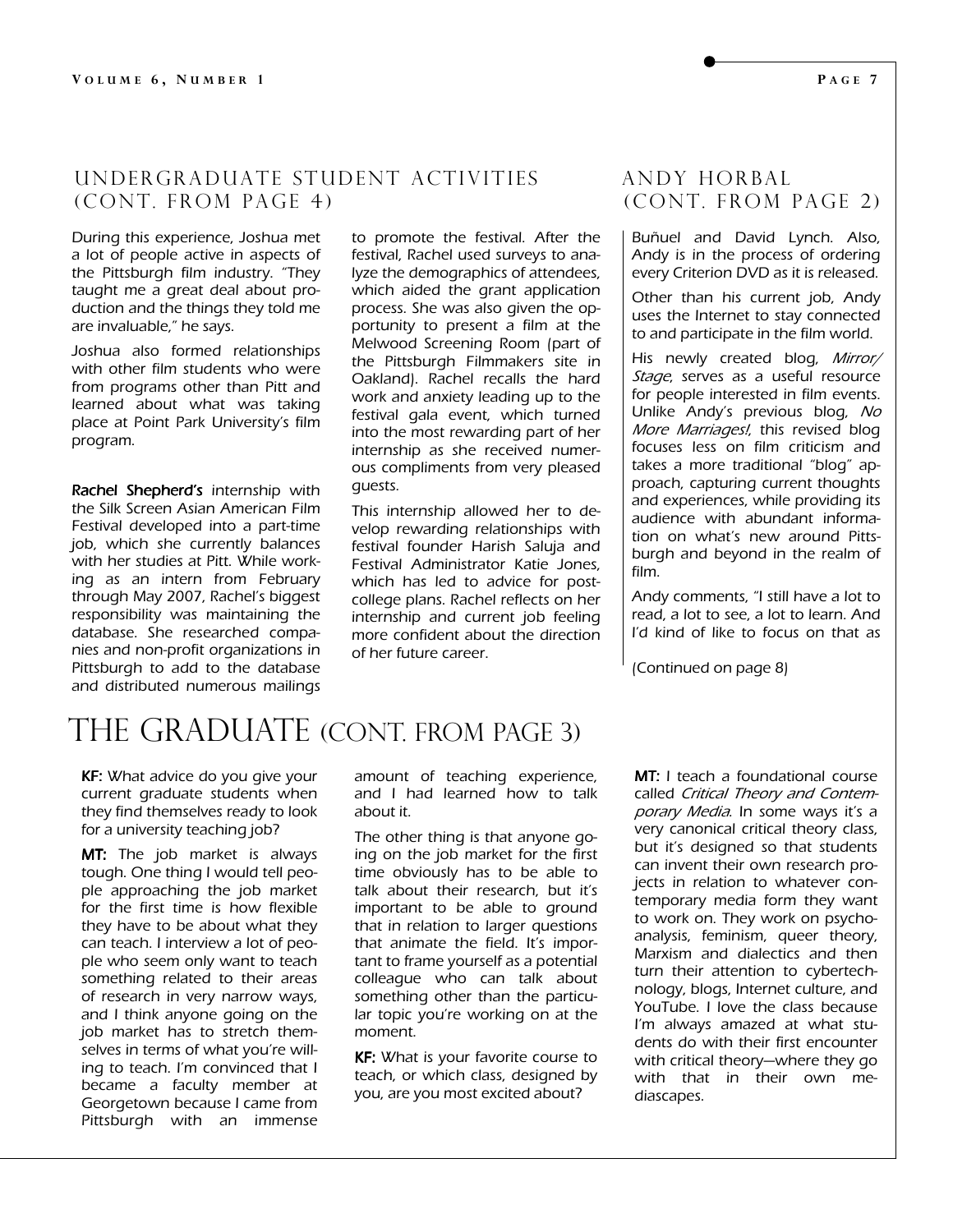## Undergraduate Student Activities (cont. from page 4)

*During this experience, Joshua met a lot of people active in aspects of the Pittsburgh film industry. "They taught me a great deal about production and the things they told me are invaluable," he says.*

*Joshua also formed relationships with other film students who were from programs other than Pitt and learned about what was taking place at Point Park University's film program.*

**Rachel Shepherd's** internship with the Silk Screen Asian American Film Festival developed into a part-time job, which she currently balances with her studies at Pitt. While working as an intern from February through May 2007, Rachel's biggest responsibility was maintaining the database. She researched companies and non-profit organizations in Pittsburgh to add to the database and distributed numerous mailings to promote the festival. After the festival, Rachel used surveys to analyze the demographics of attendees, which aided the grant application process. She was also given the opportunity to present a film at the Melwood Screening Room (part of the Pittsburgh Filmmakers site in Oakland). Rachel recalls the hard work and anxiety leading up to the festival gala event, which turned into the most rewarding part of her internship as she received numerous compliments from very pleased guests.

This internship allowed her to develop rewarding relationships with festival founder Harish Saluja and Festival Administrator Katie Jones, which has led to advice for post-college plans. Rachel reflects on her internship and current job feeling more confident about the direction of her future career.

## Andy Horbal (cont. from page 2)

Buñuel and David Lynch. Also, Andy is in the process of ordering every Criterion DVD as it is released.

Other than his current job, Andy uses the Internet to stay connected to and participate in the film world.

His newly created blog, *Mirror/Stage*, serves as a useful resource for people interested in film events. Unlike Andy's previous blog, *No More Marriages!*, this revised blog focuses less on film criticism and takes a more traditional "blog" approach, capturing current thoughts and experiences, while providing its audience with abundant information on what's new around Pittsburgh and beyond in the realm of film.

Andy comments, "I still have a lot to read, a lot to see, a lot to learn. And I'd kind of like to focus on that as

(Continued on page 8)

# The Graduate (cont. from page 3)

**KF:** What advice do you give your current graduate students when they find themselves ready to look for a university teaching job?

**MT:** The job market is always tough. One thing I would tell people approaching the job market for the first time is how flexible they have to be about what they can teach. I interview a lot of people who seem only want to teach something related to their areas of research in very narrow ways, and I think anyone going on the job market has to stretch themselves in terms of what you're willing to teach. I'm convinced that I became a faculty member at Georgetown because I came from Pittsburgh with an immense amount of teaching experience, and I had learned how to talk about it.

The other thing is that anyone going on the job market for the first time obviously has to be able to talk about their research, but it's important to be able to ground that in relation to larger questions that animate the field. It's important to frame yourself as a potential colleague who can talk about something other than the particular topic you're working on at the moment.

**KF:** What is your favorite course to teach, or which class, designed by you, are you most excited about?

**MT:** I teach a foundational course called *Critical Theory and Contemporary Media*. In some ways it's a very canonical critical theory class, but it's designed so that students can invent their own research projects in relation to whatever contemporary media form they want to work on. They work on psychoanalysis, feminism, queer theory, Marxism and dialectics and then turn their attention to cybertechnology, blogs, Internet culture, and YouTube. I love the class because I'm always amazed at what students do with their first encounter with critical theory—where they go with that in their own mediascapes.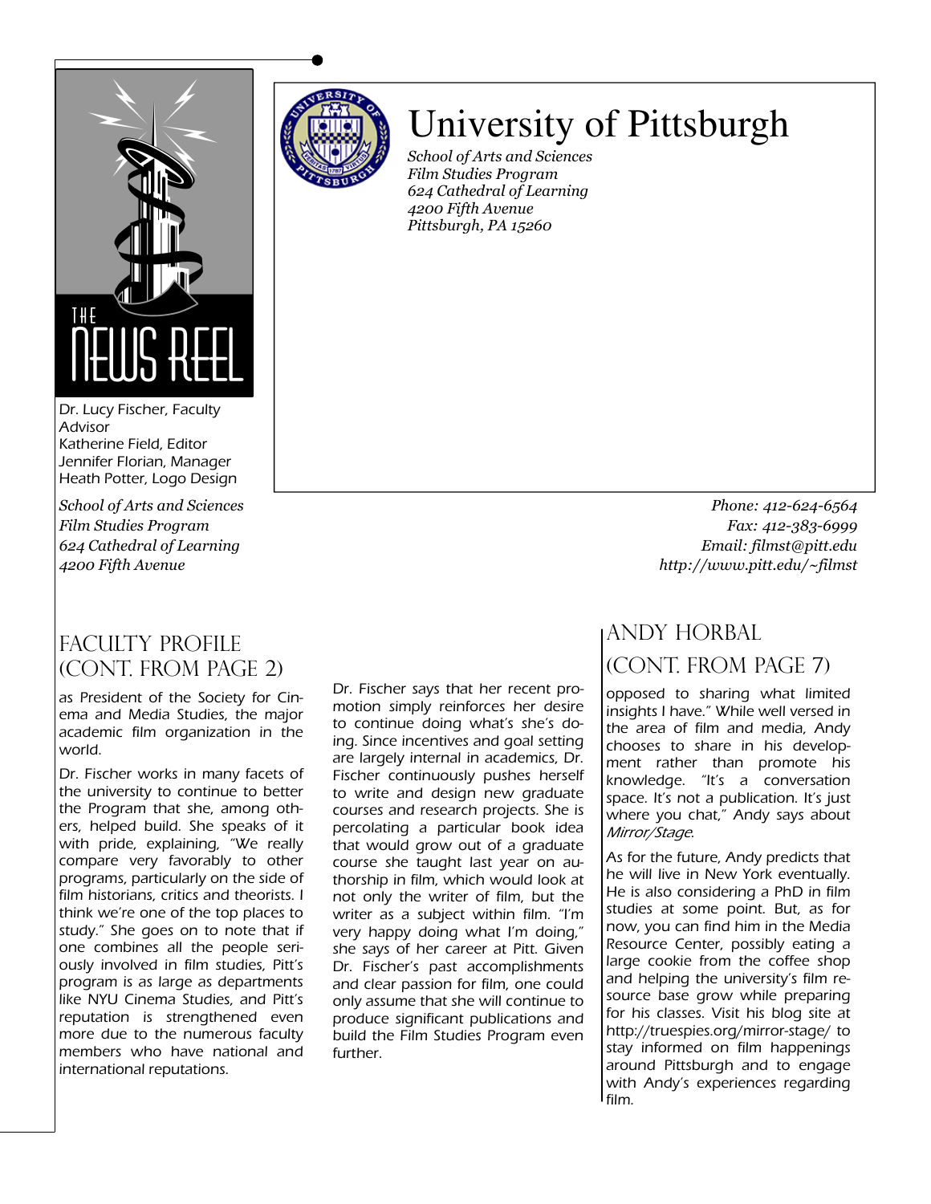THE NEWS REEL

Dr. Lucy Fischer, Faculty Advisor
Katherine Field, Editor
Jennifer Florian, Manager
Heath Potter, Logo Design

*School of Arts and Sciences*
*Film Studies Program*
*624 Cathedral of Learning*
*4200 Fifth Avenue*

# University of Pittsburgh

*School of Arts and Sciences*
*Film Studies Program*
*624 Cathedral of Learning*
*4200 Fifth Avenue*
*Pittsburgh, PA 15260*

*Phone: 412-624-6564*
*Fax: 412-383-6999*
*Email: filmst@pitt.edu*
*http://www.pitt.edu/~filmst*

## Faculty Profile (cont. from page 2)

as President of the Society for Cinema and Media Studies, the major academic film organization in the world.

Dr. Fischer works in many facets of the university to continue to better the Program that she, among others, helped build. She speaks of it with pride, explaining, "We really compare very favorably to other programs, particularly on the side of film historians, critics and theorists. I think we're one of the top places to study." She goes on to note that if one combines all the people seriously involved in film studies, Pitt's program is as large as departments like NYU Cinema Studies, and Pitt's reputation is strengthened even more due to the numerous faculty members who have national and international reputations.

Dr. Fischer says that her recent promotion simply reinforces her desire to continue doing what's she's doing. Since incentives and goal setting are largely internal in academics, Dr. Fischer continuously pushes herself to write and design new graduate courses and research projects. She is percolating a particular book idea that would grow out of a graduate course she taught last year on authorship in film, which would look at not only the writer of film, but the writer as a subject within film. "I'm very happy doing what I'm doing," she says of her career at Pitt. Given Dr. Fischer's past accomplishments and clear passion for film, one could only assume that she will continue to produce significant publications and build the Film Studies Program even further.

## Andy Horbal (cont. from page 7)

opposed to sharing what limited insights I have." While well versed in the area of film and media, Andy chooses to share in his development rather than promote his knowledge. "It's a conversation space. It's not a publication. It's just where you chat," Andy says about *Mirror/Stage*.

As for the future, Andy predicts that he will live in New York eventually. He is also considering a PhD in film studies at some point. But, as for now, you can find him in the Media Resource Center, possibly eating a large cookie from the coffee shop and helping the university's film resource base grow while preparing for his classes. Visit his blog site at http://truespies.org/mirror-stage/ to stay informed on film happenings around Pittsburgh and to engage with Andy's experiences regarding film.